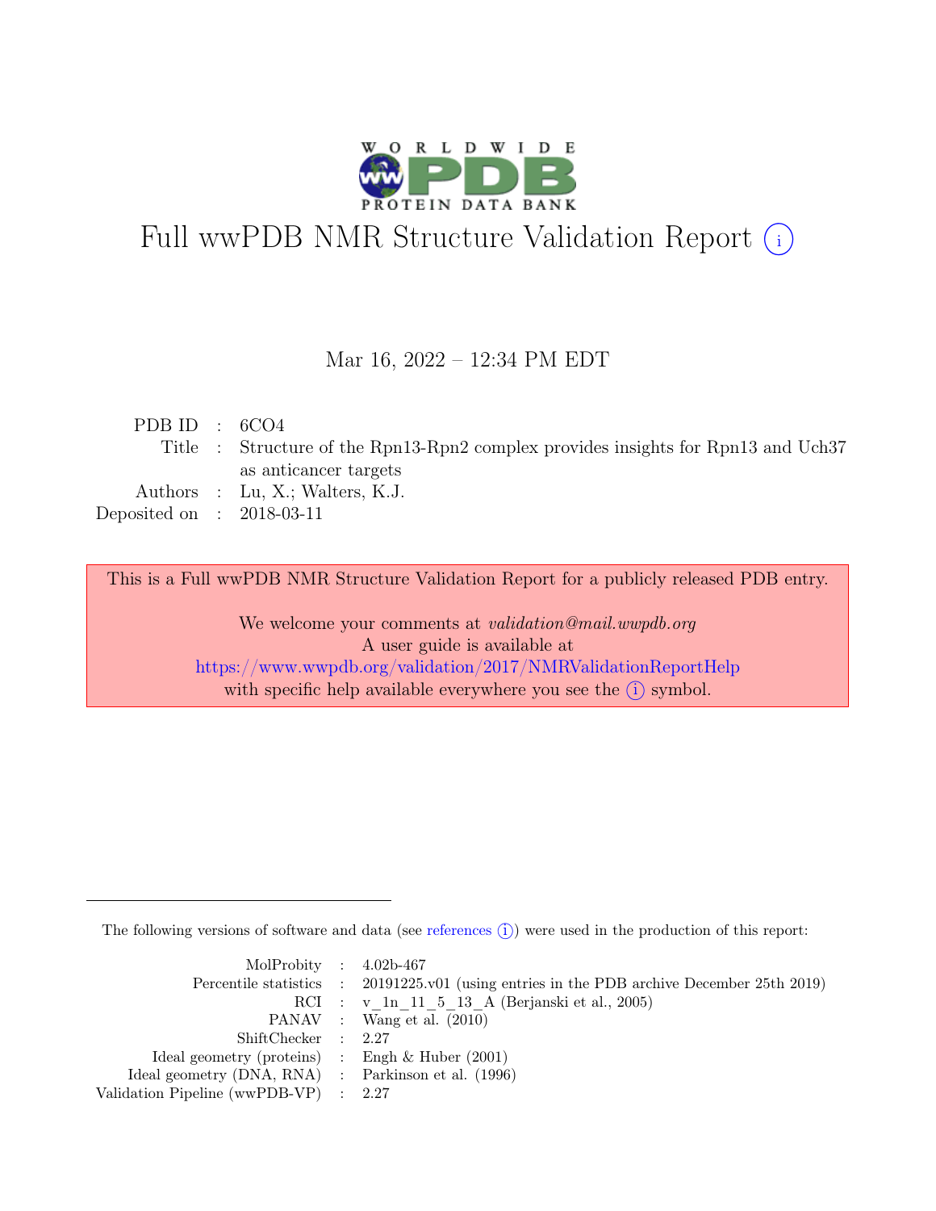# Full wwPDB NMR Structure Validation Report ⓘ

Mar 16, 2022 – 12:34 PM EDT

| | | |
|---|---|---|
| PDB ID | : | 6CO4 |
| Title | : | Structure of the Rpn13-Rpn2 complex provides insights for Rpn13 and Uch37 as anticancer targets |
| Authors | : | Lu, X.; Walters, K.J. |
| Deposited on | : | 2018-03-11 |

This is a Full wwPDB NMR Structure Validation Report for a publicly released PDB entry.

We welcome your comments at *validation@mail.wwpdb.org*
A user guide is available at
https://www.wwpdb.org/validation/2017/NMRValidationReportHelp
with specific help available everywhere you see the ⓘ symbol.

The following versions of software and data (see references ⓘ) were used in the production of this report:

| | | |
|---|---|---|
| MolProbity | : | 4.02b-467 |
| Percentile statistics | : | 20191225.v01 (using entries in the PDB archive December 25th 2019) |
| RCI | : | v_1n_11_5_13_A (Berjanski et al., 2005) |
| PANAV | : | Wang et al. (2010) |
| ShiftChecker | : | 2.27 |
| Ideal geometry (proteins) | : | Engh & Huber (2001) |
| Ideal geometry (DNA, RNA) | : | Parkinson et al. (1996) |
| Validation Pipeline (wwPDB-VP) | : | 2.27 |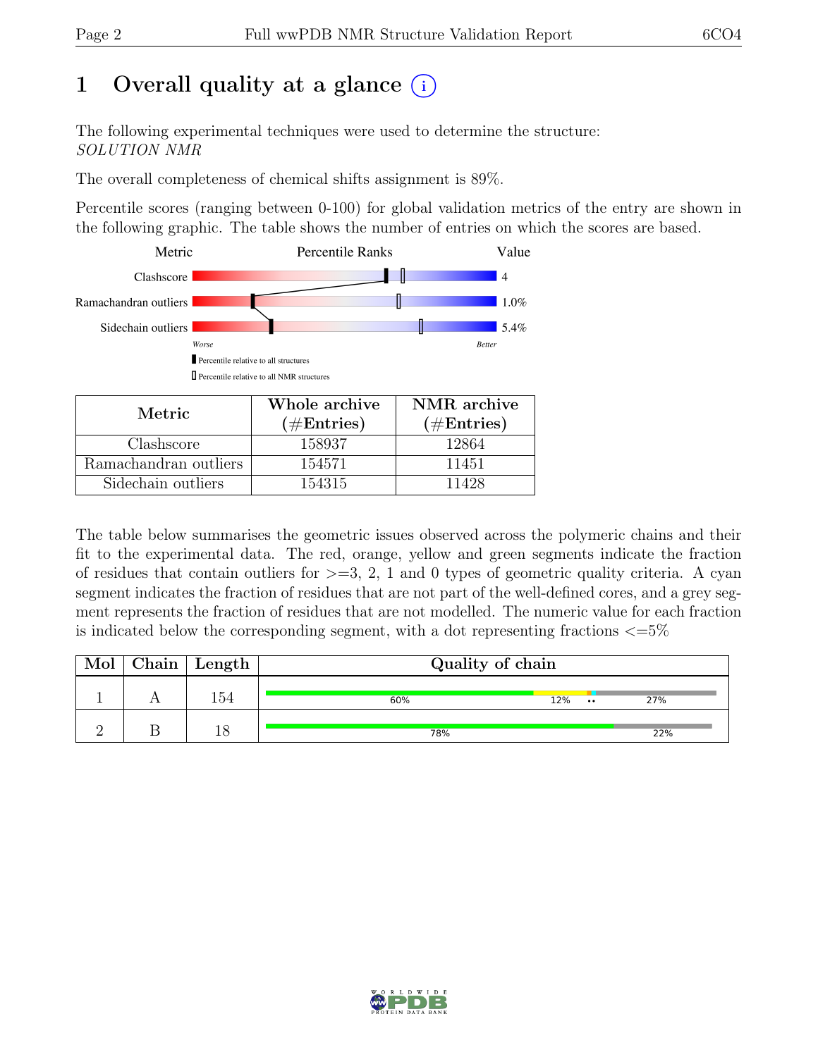# 1 Overall quality at a glance

The following experimental techniques were used to determine the structure:
*SOLUTION NMR*

The overall completeness of chemical shifts assignment is 89%.

Percentile scores (ranging between 0-100) for global validation metrics of the entry are shown in the following graphic. The table shows the number of entries on which the scores are based.

| Metric | Value |
|---|---|
| Clashscore | 4 |
| Ramachandran outliers | 1.0% |
| Sidechain outliers | 5.4% |

| Metric | Whole archive (#Entries) | NMR archive (#Entries) |
|---|---|---|
| Clashscore | 158937 | 12864 |
| Ramachandran outliers | 154571 | 11451 |
| Sidechain outliers | 154315 | 11428 |

The table below summarises the geometric issues observed across the polymeric chains and their fit to the experimental data. The red, orange, yellow and green segments indicate the fraction of residues that contain outliers for >=3, 2, 1 and 0 types of geometric quality criteria. A cyan segment indicates the fraction of residues that are not part of the well-defined cores, and a grey segment represents the fraction of residues that are not modelled. The numeric value for each fraction is indicated below the corresponding segment, with a dot representing fractions <=5%

| Mol | Chain | Length | Quality of chain |
|---|---|---|---|
| 1 | A | 154 | 60% 12% •• 27% |
| 2 | B | 18 | 78% 22% |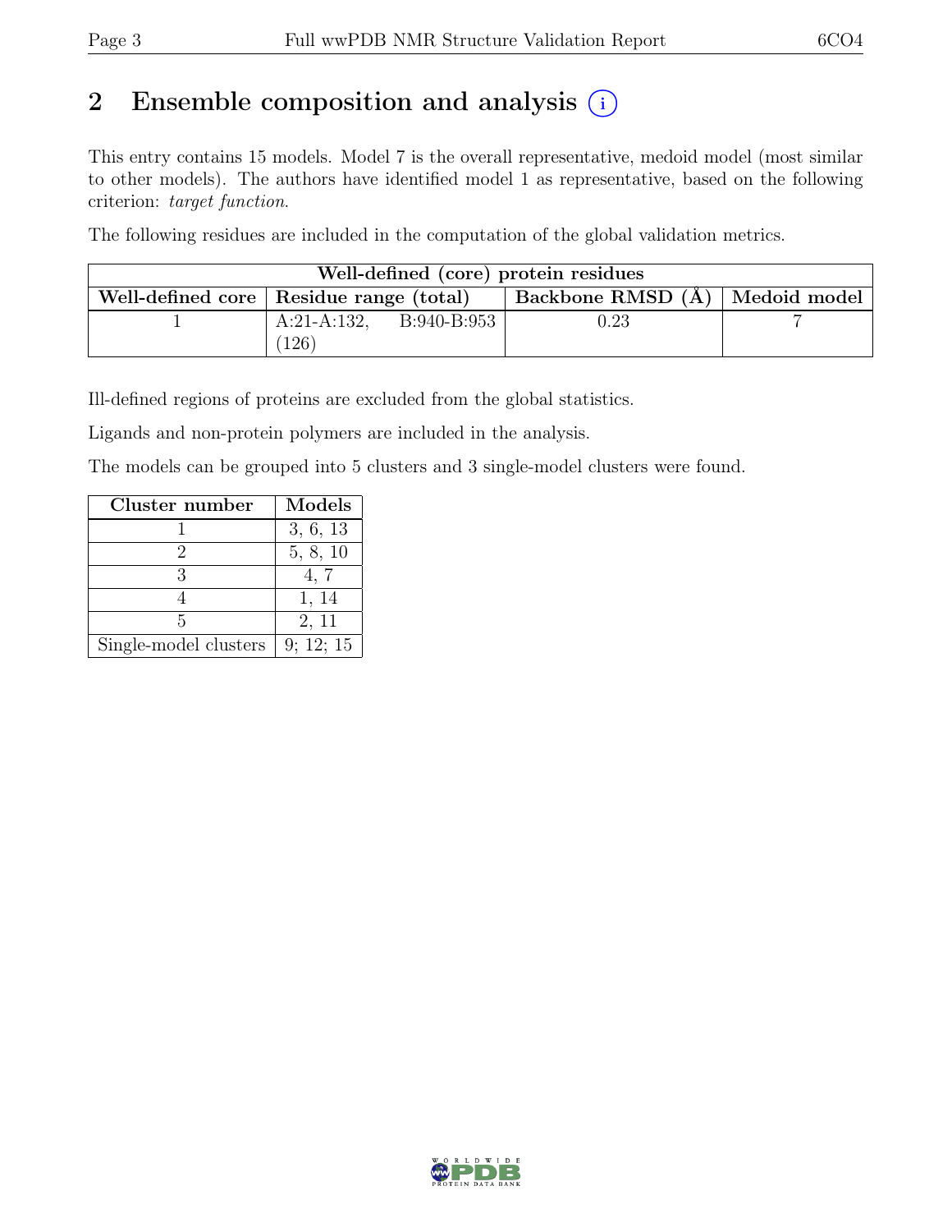# 2 Ensemble composition and analysis (i)

This entry contains 15 models. Model 7 is the overall representative, medoid model (most similar to other models). The authors have identified model 1 as representative, based on the following criterion: *target function*.

The following residues are included in the computation of the global validation metrics.

| Well-defined (core) protein residues | | | |
|---|---|---|---|
| Well-defined core | Residue range (total) | Backbone RMSD (Å) | Medoid model |
| 1 | A:21-A:132, B:940-B:953 (126) | 0.23 | 7 |

Ill-defined regions of proteins are excluded from the global statistics.

Ligands and non-protein polymers are included in the analysis.

The models can be grouped into 5 clusters and 3 single-model clusters were found.

| Cluster number | Models |
|---|---|
| 1 | 3, 6, 13 |
| 2 | 5, 8, 10 |
| 3 | 4, 7 |
| 4 | 1, 14 |
| 5 | 2, 11 |
| Single-model clusters | 9; 12; 15 |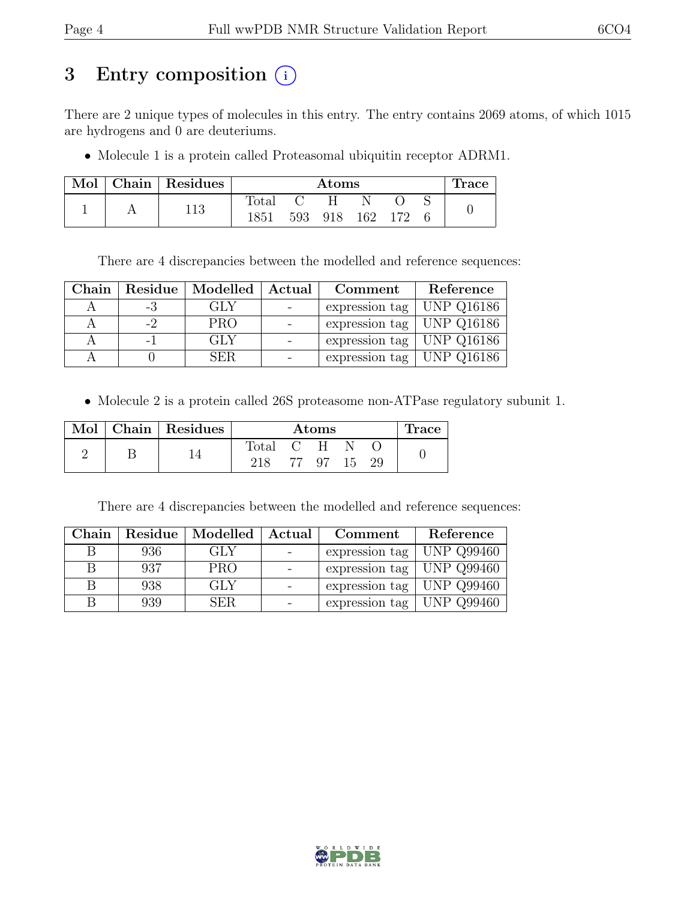# 3 Entry composition

There are 2 unique types of molecules in this entry. The entry contains 2069 atoms, of which 1015 are hydrogens and 0 are deuteriums.

- Molecule 1 is a protein called Proteasomal ubiquitin receptor ADRM1.

| Mol | Chain | Residues | Atoms | | | | | | Trace |
|---|---|---|---|---|---|---|---|---|---|
| | | | Total | C | H | N | O | S | |
| 1 | A | 113 | 1851 | 593 | 918 | 162 | 172 | 6 | 0 |

There are 4 discrepancies between the modelled and reference sequences:

| Chain | Residue | Modelled | Actual | Comment | Reference |
|---|---|---|---|---|---|
| A | -3 | GLY | - | expression tag | UNP Q16186 |
| A | -2 | PRO | - | expression tag | UNP Q16186 |
| A | -1 | GLY | - | expression tag | UNP Q16186 |
| A | 0 | SER | - | expression tag | UNP Q16186 |

- Molecule 2 is a protein called 26S proteasome non-ATPase regulatory subunit 1.

| Mol | Chain | Residues | Atoms | | | | | Trace |
|---|---|---|---|---|---|---|---|---|
| | | | Total | C | H | N | O | |
| 2 | B | 14 | 218 | 77 | 97 | 15 | 29 | 0 |

There are 4 discrepancies between the modelled and reference sequences:

| Chain | Residue | Modelled | Actual | Comment | Reference |
|---|---|---|---|---|---|
| B | 936 | GLY | - | expression tag | UNP Q99460 |
| B | 937 | PRO | - | expression tag | UNP Q99460 |
| B | 938 | GLY | - | expression tag | UNP Q99460 |
| B | 939 | SER | - | expression tag | UNP Q99460 |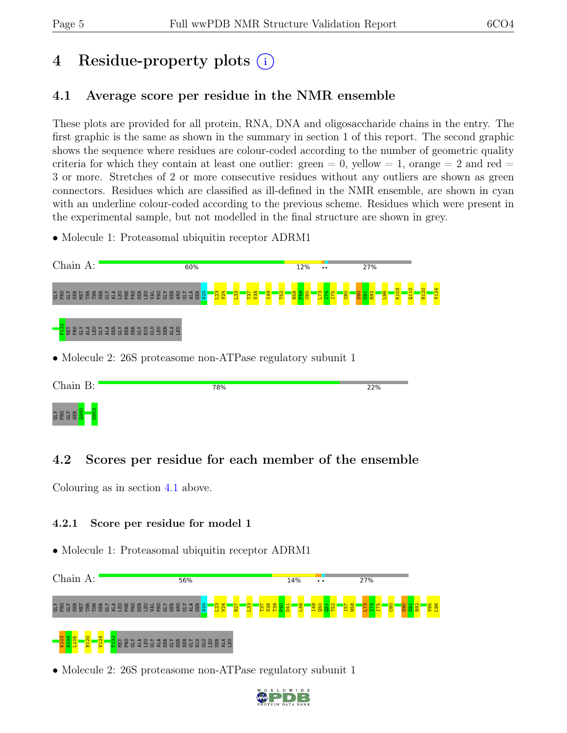# 4 Residue-property plots

## 4.1 Average score per residue in the NMR ensemble

These plots are provided for all protein, RNA, DNA and oligosaccharide chains in the entry. The first graphic is the same as shown in the summary in section 1 of this report. The second graphic shows the sequence where residues are colour-coded according to the number of geometric quality criteria for which they contain at least one outlier: green = 0, yellow = 1, orange = 2 and red = 3 or more. Stretches of 2 or more consecutive residues without any outliers are shown as green connectors. Residues which are classified as ill-defined in the NMR ensemble, are shown in cyan with an underline colour-coded according to the previous scheme. Residues which were present in the experimental sample, but not modelled in the final structure are shown in grey.

- Molecule 1: Proteasomal ubiquitin receptor ADRM1

Chain A: 60% 12% •• 27%

GLY PRO GLY SER MET THR THR SER GLY ALA LEU PHE PRO SER LEU VAL PRO GLY SER ARG GLY ALA SER N20 L23 V24 L33 T37 V38 I49 T52 H58 F59 C60 L73 I74 I75 C80 S90 G91 R92 L96 K103 Q110 H120 V124 P132 MET PRO GLY ALA LEU GLY ALA SER GLY SER SER GLY HIS GLU LEU SER ALA LEU

- Molecule 2: 26S proteasome non-ATPase regulatory subunit 1

Chain B: 78% 22%

GLY PRO GLY SER Q940 D953

## 4.2 Scores per residue for each member of the ensemble

Colouring as in section 4.1 above.

### 4.2.1 Score per residue for model 1

- Molecule 1: Proteasomal ubiquitin receptor ADRM1

Chain A: 56% 14% •• 27%

GLY PRO GLY SER MET THR THR SER GLY ALA LEU PHE PRO SER LEU VAL PRO GLY SER ARG GLY ALA SER N20 L23 V24 R27 L33 T37 V38 T39 P40 D41 L46 I49 Q50 Q51 T52 I57 H58 L73 I74 I75 C80 S90 G91 R92 V95 L96 K103 R104 L105 H120 V124 P132 MET PRO GLY ALA LEU GLY ALA SER GLY SER SER GLY HIS GLU LEU SER ALA LEU

- Molecule 2: 26S proteasome non-ATPase regulatory subunit 1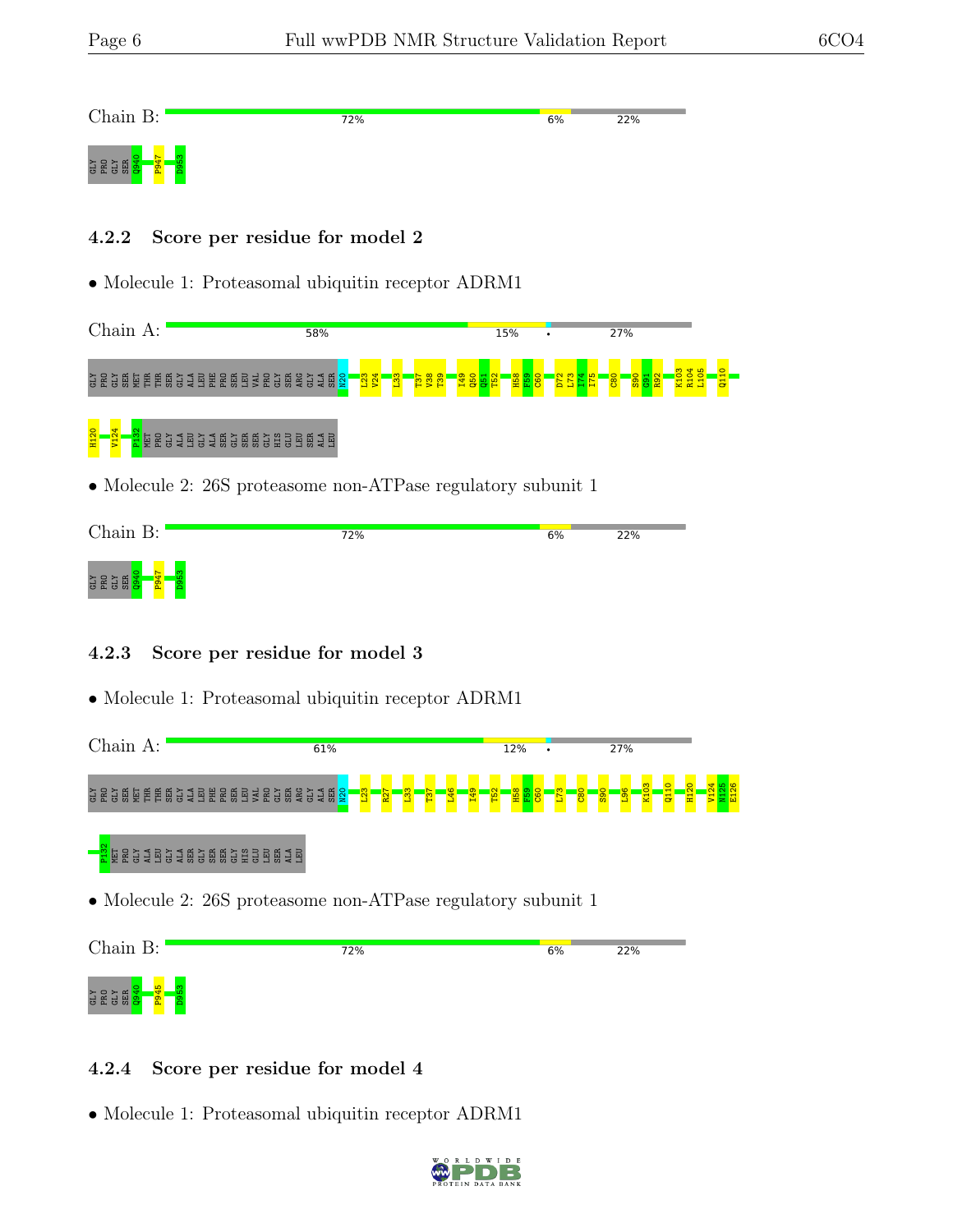Chain B: 72% 6% 22%

GLY PRO GLY SER Q940 P947 D953

### 4.2.2 Score per residue for model 2

• Molecule 1: Proteasomal ubiquitin receptor ADRM1

Chain A: 58% 15% • 27%

GLY PRO GLY SER MET THR THR SER GLY ALA LEU PHE PRO SER LEU VAL PRO GLY SER ARG GLY ALA SER N20 L23 V24 L33 T37 V38 T39 I49 Q50 Q51 T52 H58 F59 C60 D72 L73 I74 I75 C80 S90 G91 R92 K103 R104 L105 Q110 H120 V124 P132 MET PRO GLY ALA LEU GLY ALA SER GLY SER SER GLY HIS GLU LEU SER ALA LEU

• Molecule 2: 26S proteasome non-ATPase regulatory subunit 1

Chain B: 72% 6% 22%

GLY PRO GLY SER Q940 P947 D953

### 4.2.3 Score per residue for model 3

• Molecule 1: Proteasomal ubiquitin receptor ADRM1

Chain A: 61% 12% • 27%

GLY PRO GLY SER MET THR THR SER GLY ALA LEU PHE PRO SER LEU VAL PRO GLY SER ARG GLY ALA SER N20 L23 R27 L33 T37 L46 I49 T52 H58 F59 C60 L73 C80 S90 L96 K103 Q110 H120 V124 N125 E126 P132 MET PRO GLY ALA LEU GLY ALA SER GLY SER SER GLY HIS GLU LEU SER ALA LEU

• Molecule 2: 26S proteasome non-ATPase regulatory subunit 1

Chain B: 72% 6% 22%

GLY PRO GLY SER Q940 P945 D953

### 4.2.4 Score per residue for model 4

• Molecule 1: Proteasomal ubiquitin receptor ADRM1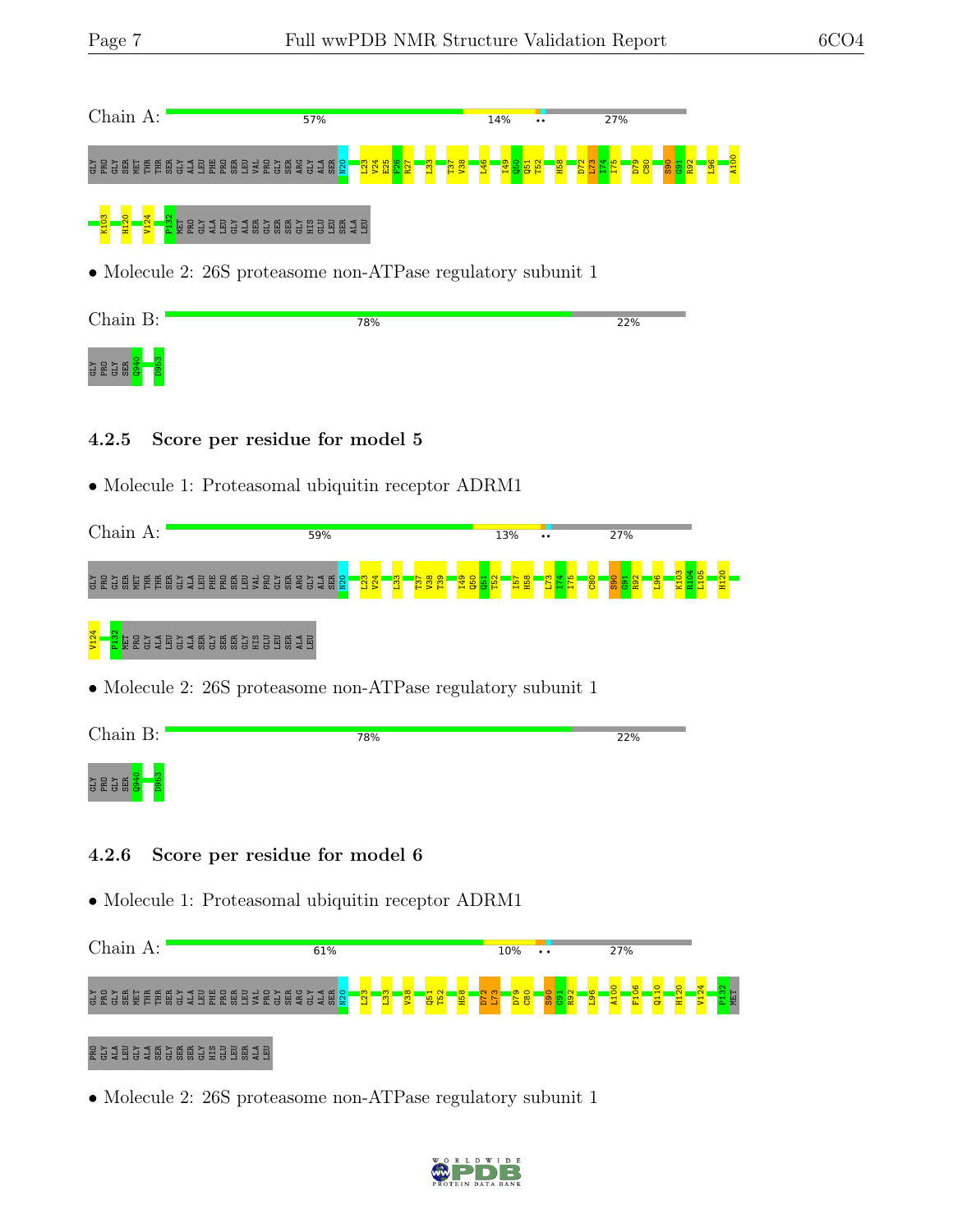Chain A: 57% 14% •• 27%

GLY PRO GLY SER MET THR THR SER GLY ALA LEU PHE PRO SER LEU VAL PRO GLY SER ARG GLY ALA SER N20 L23 V24 E25 F26 R27 L33 T37 V38 L46 I49 Q50 Q51 T52 H58 D72 L73 I74 I75 D79 C80 S90 G91 R92 L96 A100 K103 H120 V124 P132 MET PRO GLY ALA LEU GLY ALA SER GLY SER SER GLY HIS GLU LEU SER ALA LEU

• Molecule 2: 26S proteasome non-ATPase regulatory subunit 1

Chain B: 78% 22%

GLY PRO GLY SER Q940 D953

### 4.2.5 Score per residue for model 5

• Molecule 1: Proteasomal ubiquitin receptor ADRM1

Chain A: 59% 13% •• 27%

GLY PRO GLY SER MET THR THR SER GLY ALA LEU PHE PRO SER LEU VAL PRO GLY SER ARG GLY ALA SER N20 L23 V24 L33 T37 V38 T39 I49 Q50 Q51 T52 I57 H58 L73 I74 I75 C80 S90 G91 R92 L96 K103 R104 L105 H120 V124 P132 MET PRO GLY ALA LEU GLY ALA SER GLY SER SER GLY HIS GLU LEU SER ALA LEU

• Molecule 2: 26S proteasome non-ATPase regulatory subunit 1

Chain B: 78% 22%

GLY PRO GLY SER Q940 D953

### 4.2.6 Score per residue for model 6

• Molecule 1: Proteasomal ubiquitin receptor ADRM1

Chain A: 61% 10% •• 27%

GLY PRO GLY SER MET THR THR SER GLY ALA LEU PHE PRO SER LEU VAL PRO GLY SER ARG GLY ALA SER N20 L23 L33 V38 Q51 T52 H58 D72 L73 D79 C80 S90 G91 R92 L96 A100 F106 Q110 H120 V124 P132 MET PRO GLY ALA LEU GLY ALA SER GLY SER SER GLY HIS GLU LEU SER ALA LEU

• Molecule 2: 26S proteasome non-ATPase regulatory subunit 1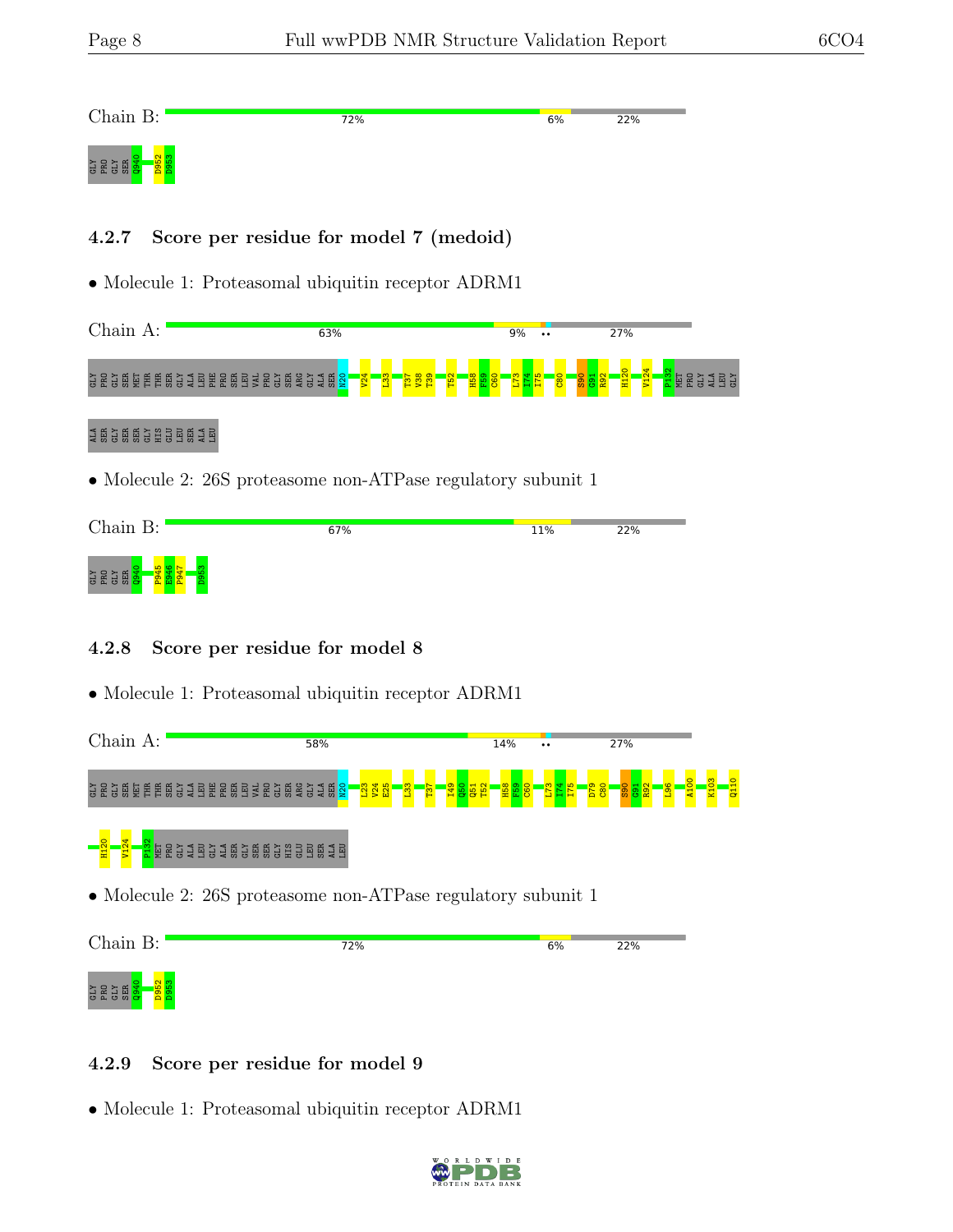Chain B: 72% 6% 22%

GLY PRO GLY SER Q940 D952 D953

### 4.2.7 Score per residue for model 7 (medoid)

- Molecule 1: Proteasomal ubiquitin receptor ADRM1

Chain A: 63% 9% •• 27%

GLY PRO GLY SER MET THR THR SER GLY ALA LEU PHE PRO SER LEU VAL PRO GLY SER ARG GLY ALA SER N20 V24 L33 T37 V38 T39 T52 H58 F59 C60 L73 I74 I75 C80 S90 G91 R92 H120 V124 P132 MET PRO GLY ALA LEU GLY

ALA SER GLY SER SER GLY HIS GLU LEU SER ALA LEU

- Molecule 2: 26S proteasome non-ATPase regulatory subunit 1

Chain B: 67% 11% 22%

GLY PRO GLY SER Q940 P945 E946 P947 D953

### 4.2.8 Score per residue for model 8

- Molecule 1: Proteasomal ubiquitin receptor ADRM1

Chain A: 58% 14% •• 27%

GLY PRO GLY SER MET THR THR SER GLY ALA LEU PHE PRO SER LEU VAL PRO GLY SER ARG GLY ALA SER N20 L23 V24 E25 L33 T37 I49 Q50 Q51 T52 H58 F59 C60 L73 I74 I75 D79 C80 S90 G91 R92 L96 A100 K103 Q110

H120 V124 P132 MET PRO GLY ALA LEU GLY ALA SER GLY SER SER GLY HIS GLU LEU SER ALA LEU

- Molecule 2: 26S proteasome non-ATPase regulatory subunit 1

Chain B: 72% 6% 22%

GLY PRO GLY SER Q940 D952 D953

### 4.2.9 Score per residue for model 9

- Molecule 1: Proteasomal ubiquitin receptor ADRM1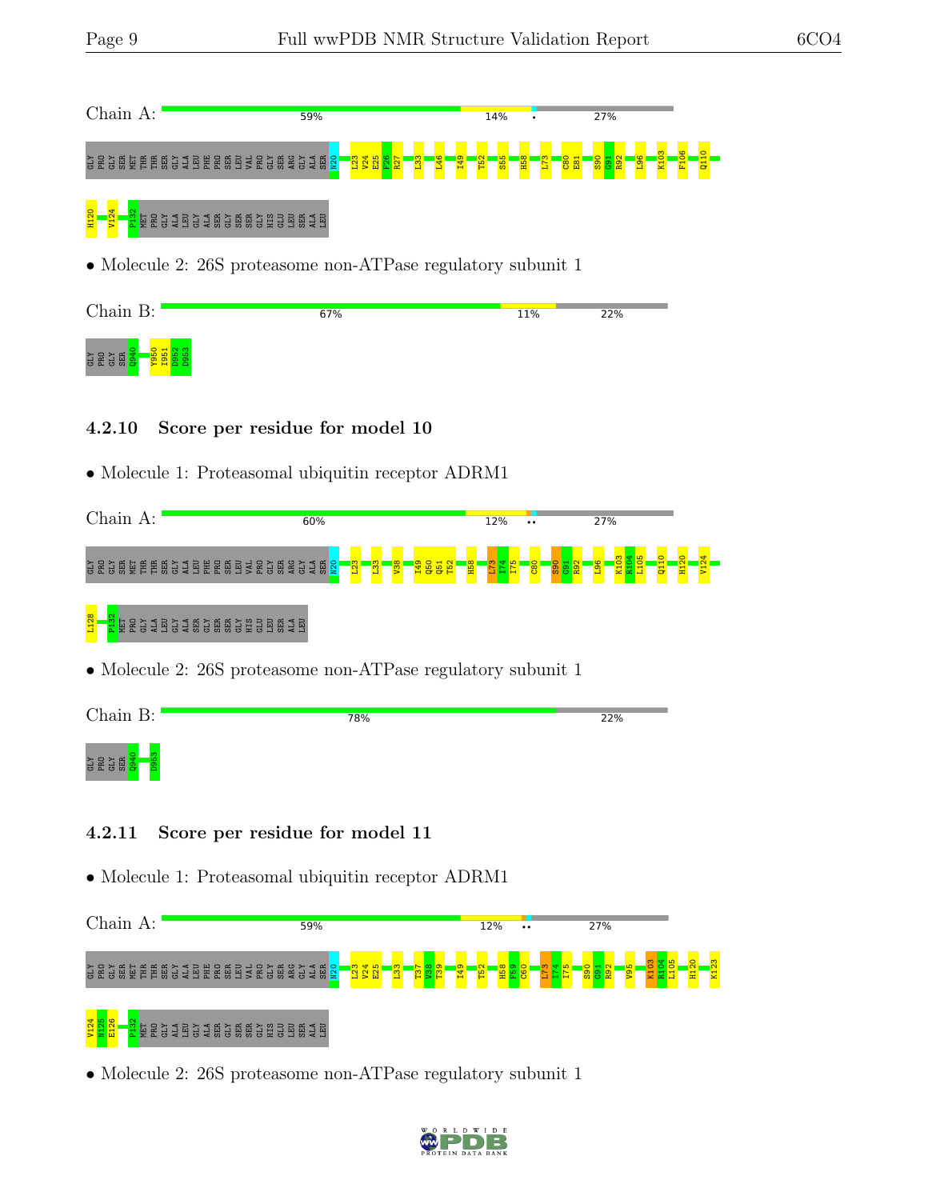Chain A: 59% 14% • 27%

GLY PRO GLY SER MET THR THR SER GLY ALA LEU PHE PRO SER LEU VAL PRO GLY SER ARG GLY ALA SER N20 L23 V24 E25 F26 R27 L33 L46 I49 T52 S55 H58 L73 C80 E81 S90 G91 R92 L96 K103 F106 Q110 H120 V124 P132 MET PRO GLY ALA LEU GLY ALA SER GLY SER SER GLY HIS GLU LEU SER ALA LEU

• Molecule 2: 26S proteasome non-ATPase regulatory subunit 1

Chain B: 67% 11% 22%

GLY PRO GLY SER Q940 Y950 I951 D952 D953

### 4.2.10 Score per residue for model 10

• Molecule 1: Proteasomal ubiquitin receptor ADRM1

Chain A: 60% 12% •• 27%

GLY PRO GLY SER MET THR THR SER GLY ALA LEU PHE PRO SER LEU VAL PRO GLY SER ARG GLY ALA SER N20 L23 L33 V38 I49 Q50 Q51 T52 H58 L73 I74 I75 C80 S90 G91 R92 L96 K103 R104 L105 Q110 H120 V124 L128 P132 MET PRO GLY ALA LEU GLY ALA SER GLY SER SER GLY HIS GLU LEU SER ALA LEU

• Molecule 2: 26S proteasome non-ATPase regulatory subunit 1

Chain B: 78% 22%

GLY PRO GLY SER Q940 D953

### 4.2.11 Score per residue for model 11

• Molecule 1: Proteasomal ubiquitin receptor ADRM1

Chain A: 59% 12% •• 27%

GLY PRO GLY SER MET THR THR SER GLY ALA LEU PHE PRO SER LEU VAL PRO GLY SER ARG GLY ALA SER N20 L23 V24 E25 L33 T37 V38 T39 I49 T52 H58 F59 C60 L73 I74 I75 S90 G91 R92 V95 K103 R104 L105 H120 K123 V124 N125 E126 P132 MET PRO GLY ALA LEU GLY ALA SER GLY SER SER GLY HIS GLU LEU SER ALA LEU

• Molecule 2: 26S proteasome non-ATPase regulatory subunit 1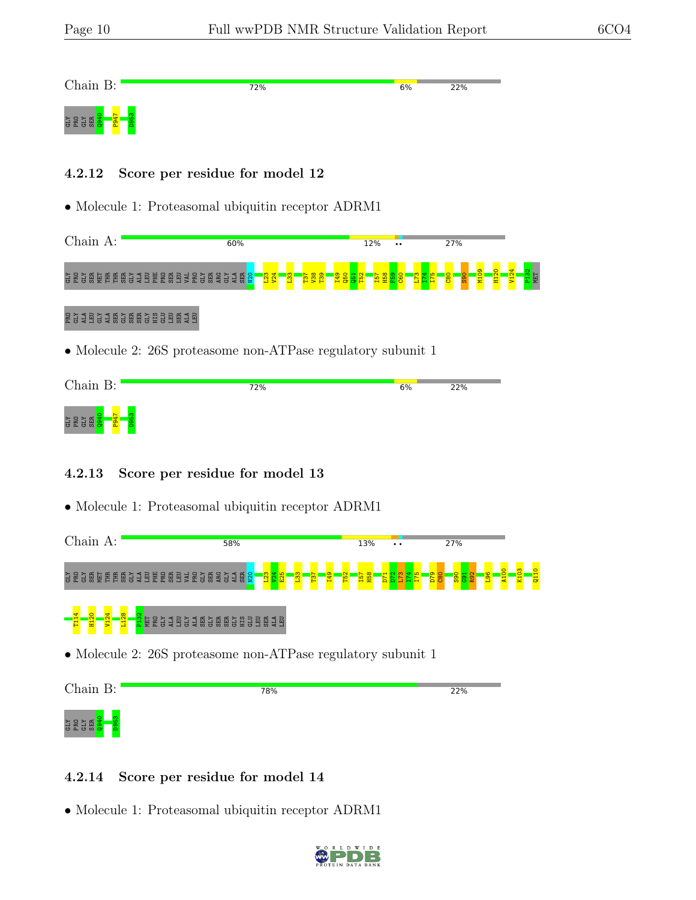Chain B: 72% 6% 22%

GLY PRO GLY SER Q940 P947 D953

### 4.2.12 Score per residue for model 12

- Molecule 1: Proteasomal ubiquitin receptor ADRM1

Chain A: 60% 12% •• 27%

GLY PRO GLY SER MET THR THR SER GLY ALA LEU PHE PRO SER LEU VAL PRO GLY SER ARG GLY ALA SER N20 L23 V24 L33 T37 V38 T39 I49 Q50 Q51 T52 I57 H58 F59 C60 L73 I74 I75 C80 S90 M109 H120 V124 P132 MET PRO GLY ALA LEU GLY ALA SER GLY SER SER GLY HIS GLU LEU SER ALA LEU

- Molecule 2: 26S proteasome non-ATPase regulatory subunit 1

Chain B: 72% 6% 22%

GLY PRO GLY SER Q940 P947 D953

### 4.2.13 Score per residue for model 13

- Molecule 1: Proteasomal ubiquitin receptor ADRM1

Chain A: 58% 13% •• 27%

GLY PRO GLY SER MET THR THR SER GLY ALA LEU PHE PRO SER LEU VAL PRO GLY SER ARG GLY ALA SER N20 L23 V24 E25 L33 T37 I49 T52 I57 H58 D71 D72 L73 I74 I75 D79 C80 S90 G91 R92 L96 A100 K103 Q110 T114 H120 V124 L128 P132 MET PRO GLY ALA LEU GLY ALA SER GLY SER SER GLY HIS GLU LEU SER ALA LEU

- Molecule 2: 26S proteasome non-ATPase regulatory subunit 1

Chain B: 78% 22%

GLY PRO GLY SER Q940 D953

### 4.2.14 Score per residue for model 14

- Molecule 1: Proteasomal ubiquitin receptor ADRM1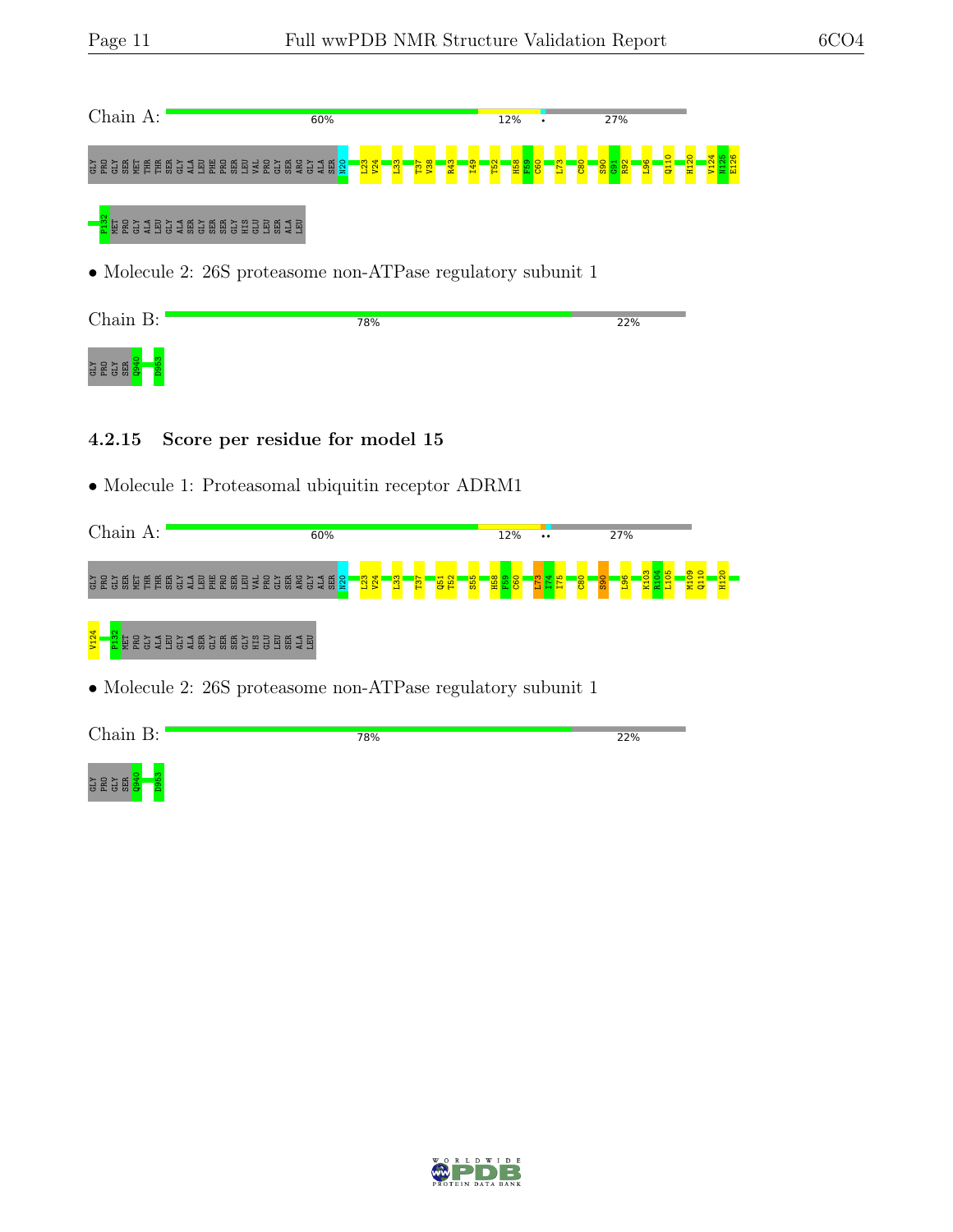Chain A: 60% 12% • 27%

GLY PRO GLY SER MET THR THR SER GLY ALA LEU PHE PRO SER LEU VAL PRO GLY SER ARG GLY ALA SER N20 L23 V24 L33 T37 V38 R43 I49 T52 H58 F59 C60 L73 C80 S90 G91 R92 L96 Q110 H120 V124 N125 E126 P132 MET PRO GLY ALA LEU GLY ALA SER GLY SER SER GLY HIS GLU LEU SER ALA LEU

• Molecule 2: 26S proteasome non-ATPase regulatory subunit 1

Chain B: 78% 22%

GLY PRO GLY SER Q940 D953

### 4.2.15 Score per residue for model 15

• Molecule 1: Proteasomal ubiquitin receptor ADRM1

Chain A: 60% 12% •• 27%

GLY PRO GLY SER MET THR THR SER GLY ALA LEU PHE PRO SER LEU VAL PRO GLY SER ARG GLY ALA SER N20 L23 V24 L33 T37 Q51 T52 S55 H58 F59 C60 L73 I74 I75 C80 S90 L96 K103 R104 L105 M109 Q110 H120 V124 P132 MET PRO GLY ALA LEU GLY ALA SER GLY SER SER GLY HIS GLU LEU SER ALA LEU

• Molecule 2: 26S proteasome non-ATPase regulatory subunit 1

Chain B: 78% 22%

GLY PRO GLY SER Q940 D953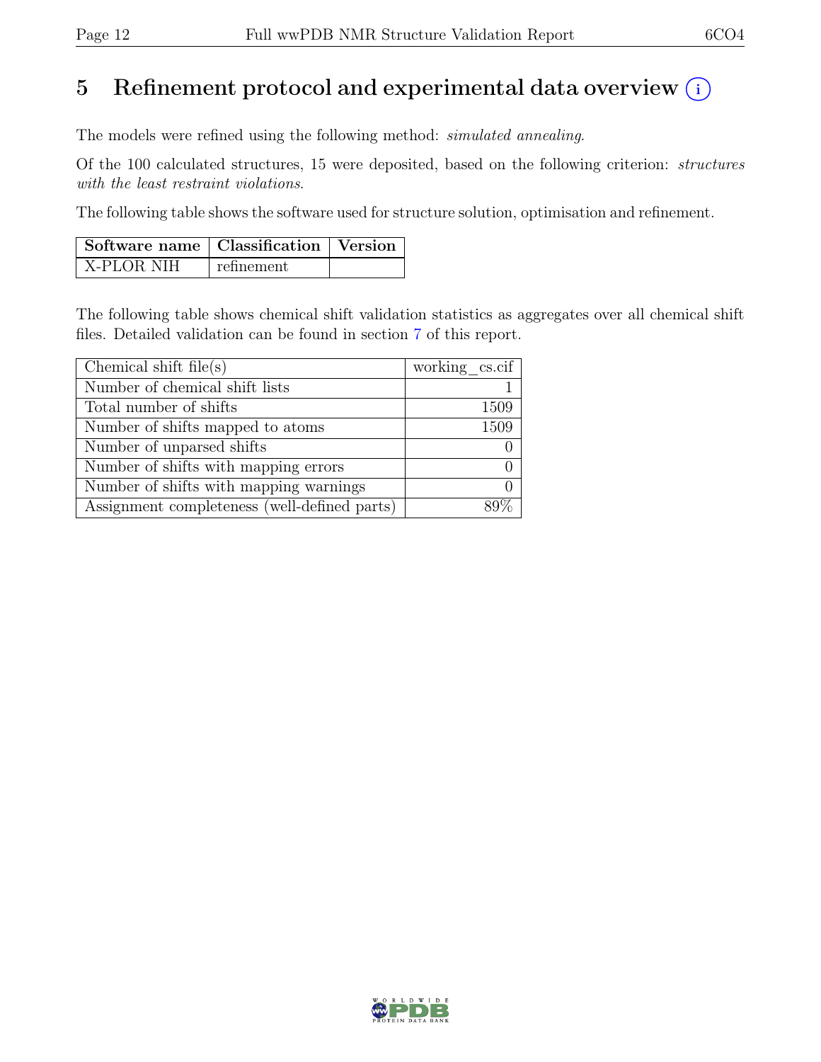# 5 Refinement protocol and experimental data overview (i)

The models were refined using the following method: *simulated annealing*.

Of the 100 calculated structures, 15 were deposited, based on the following criterion: *structures with the least restraint violations*.

The following table shows the software used for structure solution, optimisation and refinement.

| Software name | Classification | Version |
|---|---|---|
| X-PLOR NIH | refinement | |

The following table shows chemical shift validation statistics as aggregates over all chemical shift files. Detailed validation can be found in section 7 of this report.

| Chemical shift file(s) | working_cs.cif |
|---|---|
| Number of chemical shift lists | 1 |
| Total number of shifts | 1509 |
| Number of shifts mapped to atoms | 1509 |
| Number of unparsed shifts | 0 |
| Number of shifts with mapping errors | 0 |
| Number of shifts with mapping warnings | 0 |
| Assignment completeness (well-defined parts) | 89% |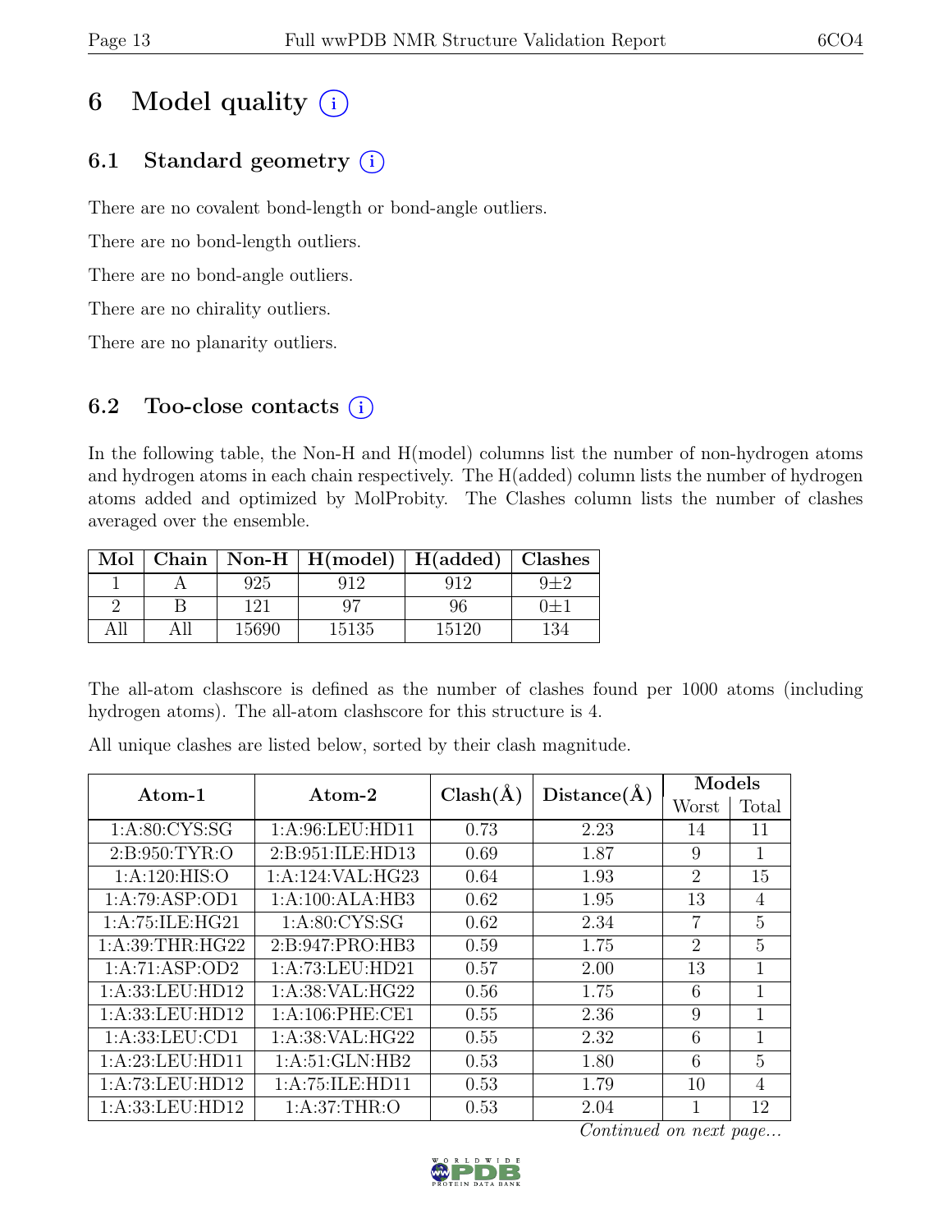# 6 Model quality (i)

## 6.1 Standard geometry (i)

There are no covalent bond-length or bond-angle outliers.

There are no bond-length outliers.

There are no bond-angle outliers.

There are no chirality outliers.

There are no planarity outliers.

## 6.2 Too-close contacts (i)

In the following table, the Non-H and H(model) columns list the number of non-hydrogen atoms and hydrogen atoms in each chain respectively. The H(added) column lists the number of hydrogen atoms added and optimized by MolProbity. The Clashes column lists the number of clashes averaged over the ensemble.

| Mol | Chain | Non-H | H(model) | H(added) | Clashes |
|---|---|---|---|---|---|
| 1 | A | 925 | 912 | 912 | 9±2 |
| 2 | B | 121 | 97 | 96 | 0±1 |
| All | All | 15690 | 15135 | 15120 | 134 |

The all-atom clashscore is defined as the number of clashes found per 1000 atoms (including hydrogen atoms). The all-atom clashscore for this structure is 4.

All unique clashes are listed below, sorted by their clash magnitude.

| Atom-1 | Atom-2 | Clash(Å) | Distance(Å) | Models | |
|---|---|---|---|---|---|
| | | | | Worst | Total |
| 1:A:80:CYS:SG | 1:A:96:LEU:HD11 | 0.73 | 2.23 | 14 | 11 |
| 2:B:950:TYR:O | 2:B:951:ILE:HD13 | 0.69 | 1.87 | 9 | 1 |
| 1:A:120:HIS:O | 1:A:124:VAL:HG23 | 0.64 | 1.93 | 2 | 15 |
| 1:A:79:ASP:OD1 | 1:A:100:ALA:HB3 | 0.62 | 1.95 | 13 | 4 |
| 1:A:75:ILE:HG21 | 1:A:80:CYS:SG | 0.62 | 2.34 | 7 | 5 |
| 1:A:39:THR:HG22 | 2:B:947:PRO:HB3 | 0.59 | 1.75 | 2 | 5 |
| 1:A:71:ASP:OD2 | 1:A:73:LEU:HD21 | 0.57 | 2.00 | 13 | 1 |
| 1:A:33:LEU:HD12 | 1:A:38:VAL:HG22 | 0.56 | 1.75 | 6 | 1 |
| 1:A:33:LEU:HD12 | 1:A:106:PHE:CE1 | 0.55 | 2.36 | 9 | 1 |
| 1:A:33:LEU:CD1 | 1:A:38:VAL:HG22 | 0.55 | 2.32 | 6 | 1 |
| 1:A:23:LEU:HD11 | 1:A:51:GLN:HB2 | 0.53 | 1.80 | 6 | 5 |
| 1:A:73:LEU:HD12 | 1:A:75:ILE:HD11 | 0.53 | 1.79 | 10 | 4 |
| 1:A:33:LEU:HD12 | 1:A:37:THR:O | 0.53 | 2.04 | 1 | 12 |

*Continued on next page...*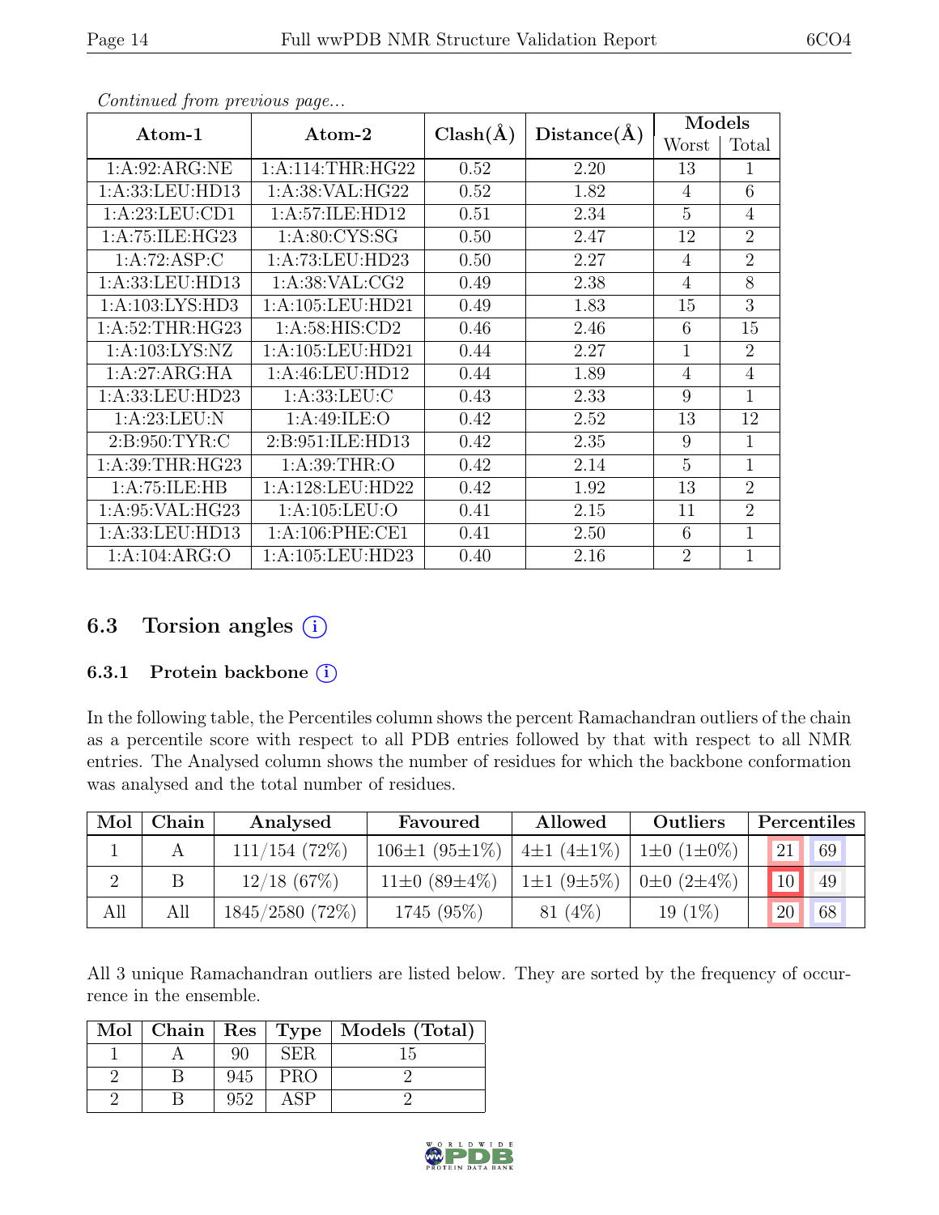*Continued from previous page...*

| Atom-1 | Atom-2 | Clash(Å) | Distance(Å) | Models | |
|---|---|---|---|---|---|
| | | | | Worst | Total |
| 1:A:92:ARG:NE | 1:A:114:THR:HG22 | 0.52 | 2.20 | 13 | 1 |
| 1:A:33:LEU:HD13 | 1:A:38:VAL:HG22 | 0.52 | 1.82 | 4 | 6 |
| 1:A:23:LEU:CD1 | 1:A:57:ILE:HD12 | 0.51 | 2.34 | 5 | 4 |
| 1:A:75:ILE:HG23 | 1:A:80:CYS:SG | 0.50 | 2.47 | 12 | 2 |
| 1:A:72:ASP:C | 1:A:73:LEU:HD23 | 0.50 | 2.27 | 4 | 2 |
| 1:A:33:LEU:HD13 | 1:A:38:VAL:CG2 | 0.49 | 2.38 | 4 | 8 |
| 1:A:103:LYS:HD3 | 1:A:105:LEU:HD21 | 0.49 | 1.83 | 15 | 3 |
| 1:A:52:THR:HG23 | 1:A:58:HIS:CD2 | 0.46 | 2.46 | 6 | 15 |
| 1:A:103:LYS:NZ | 1:A:105:LEU:HD21 | 0.44 | 2.27 | 1 | 2 |
| 1:A:27:ARG:HA | 1:A:46:LEU:HD12 | 0.44 | 1.89 | 4 | 4 |
| 1:A:33:LEU:HD23 | 1:A:33:LEU:C | 0.43 | 2.33 | 9 | 1 |
| 1:A:23:LEU:N | 1:A:49:ILE:O | 0.42 | 2.52 | 13 | 12 |
| 2:B:950:TYR:C | 2:B:951:ILE:HD13 | 0.42 | 2.35 | 9 | 1 |
| 1:A:39:THR:HG23 | 1:A:39:THR:O | 0.42 | 2.14 | 5 | 1 |
| 1:A:75:ILE:HB | 1:A:128:LEU:HD22 | 0.42 | 1.92 | 13 | 2 |
| 1:A:95:VAL:HG23 | 1:A:105:LEU:O | 0.41 | 2.15 | 11 | 2 |
| 1:A:33:LEU:HD13 | 1:A:106:PHE:CE1 | 0.41 | 2.50 | 6 | 1 |
| 1:A:104:ARG:O | 1:A:105:LEU:HD23 | 0.40 | 2.16 | 2 | 1 |

## 6.3 Torsion angles (i)

### 6.3.1 Protein backbone (i)

In the following table, the Percentiles column shows the percent Ramachandran outliers of the chain as a percentile score with respect to all PDB entries followed by that with respect to all NMR entries. The Analysed column shows the number of residues for which the backbone conformation was analysed and the total number of residues.

| Mol | Chain | Analysed | Favoured | Allowed | Outliers | Percentiles | |
|---|---|---|---|---|---|---|---|
| 1 | A | 111/154 (72%) | 106±1 (95±1%) | 4±1 (4±1%) | 1±0 (1±0%) | 21 | 69 |
| 2 | B | 12/18 (67%) | 11±0 (89±4%) | 1±1 (9±5%) | 0±0 (2±4%) | 10 | 49 |
| All | All | 1845/2580 (72%) | 1745 (95%) | 81 (4%) | 19 (1%) | 20 | 68 |

All 3 unique Ramachandran outliers are listed below. They are sorted by the frequency of occurrence in the ensemble.

| Mol | Chain | Res | Type | Models (Total) |
|---|---|---|---|---|
| 1 | A | 90 | SER | 15 |
| 2 | B | 945 | PRO | 2 |
| 2 | B | 952 | ASP | 2 |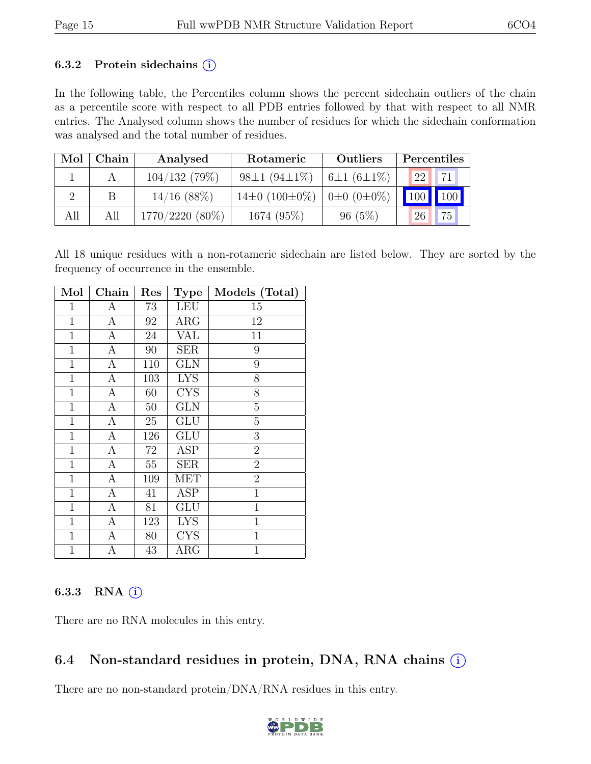### 6.3.2 Protein sidechains (i)

In the following table, the Percentiles column shows the percent sidechain outliers of the chain as a percentile score with respect to all PDB entries followed by that with respect to all NMR entries. The Analysed column shows the number of residues for which the sidechain conformation was analysed and the total number of residues.

| Mol | Chain | Analysed | Rotameric | Outliers | Percentiles | |
|---|---|---|---|---|---|---|
| 1 | A | 104/132 (79%) | 98±1 (94±1%) | 6±1 (6±1%) | 22 | 71 |
| 2 | B | 14/16 (88%) | 14±0 (100±0%) | 0±0 (0±0%) | 100 | 100 |
| All | All | 1770/2220 (80%) | 1674 (95%) | 96 (5%) | 26 | 75 |

All 18 unique residues with a non-rotameric sidechain are listed below. They are sorted by the frequency of occurrence in the ensemble.

| Mol | Chain | Res | Type | Models (Total) |
|---|---|---|---|---|
| 1 | A | 73 | LEU | 15 |
| 1 | A | 92 | ARG | 12 |
| 1 | A | 24 | VAL | 11 |
| 1 | A | 90 | SER | 9 |
| 1 | A | 110 | GLN | 9 |
| 1 | A | 103 | LYS | 8 |
| 1 | A | 60 | CYS | 8 |
| 1 | A | 50 | GLN | 5 |
| 1 | A | 25 | GLU | 5 |
| 1 | A | 126 | GLU | 3 |
| 1 | A | 72 | ASP | 2 |
| 1 | A | 55 | SER | 2 |
| 1 | A | 109 | MET | 2 |
| 1 | A | 41 | ASP | 1 |
| 1 | A | 81 | GLU | 1 |
| 1 | A | 123 | LYS | 1 |
| 1 | A | 80 | CYS | 1 |
| 1 | A | 43 | ARG | 1 |

### 6.3.3 RNA (i)

There are no RNA molecules in this entry.

## 6.4 Non-standard residues in protein, DNA, RNA chains (i)

There are no non-standard protein/DNA/RNA residues in this entry.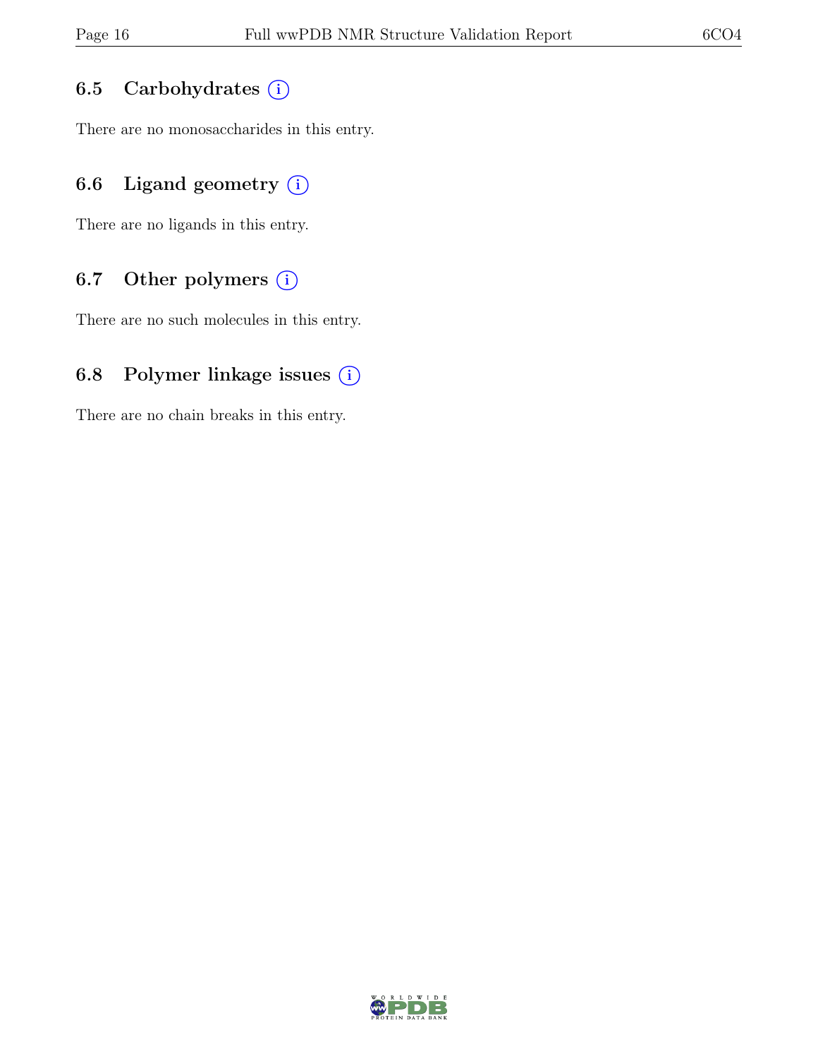### 6.5 Carbohydrates (i)

There are no monosaccharides in this entry.

### 6.6 Ligand geometry (i)

There are no ligands in this entry.

### 6.7 Other polymers (i)

There are no such molecules in this entry.

### 6.8 Polymer linkage issues (i)

There are no chain breaks in this entry.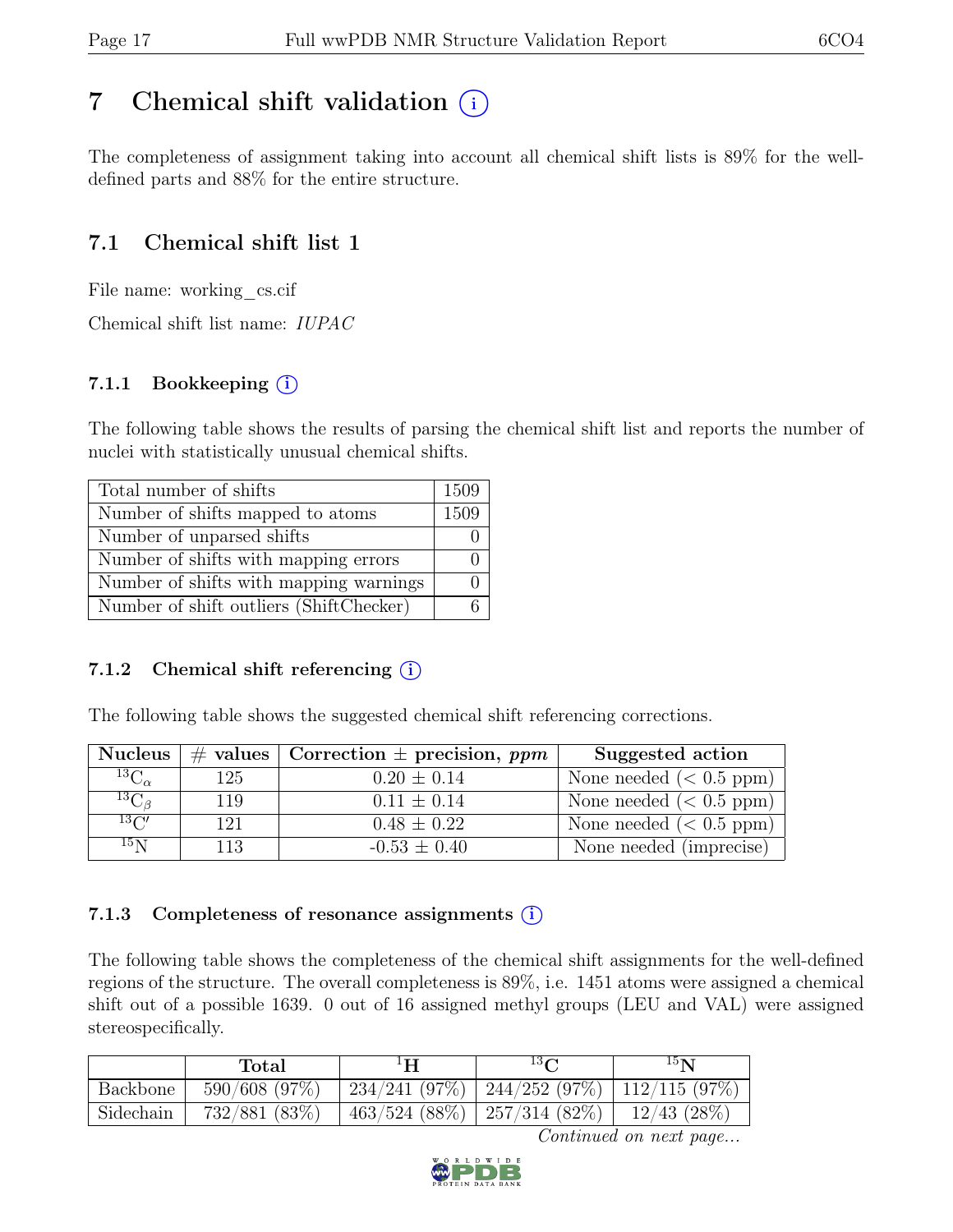# 7 Chemical shift validation (i)

The completeness of assignment taking into account all chemical shift lists is 89% for the well-defined parts and 88% for the entire structure.

## 7.1 Chemical shift list 1

File name: working_cs.cif

Chemical shift list name: *IUPAC*

### 7.1.1 Bookkeeping (i)

The following table shows the results of parsing the chemical shift list and reports the number of nuclei with statistically unusual chemical shifts.

| | |
|---|---|
| Total number of shifts | 1509 |
| Number of shifts mapped to atoms | 1509 |
| Number of unparsed shifts | 0 |
| Number of shifts with mapping errors | 0 |
| Number of shifts with mapping warnings | 0 |
| Number of shift outliers (ShiftChecker) | 6 |

### 7.1.2 Chemical shift referencing (i)

The following table shows the suggested chemical shift referencing corrections.

| Nucleus | # values | Correction ± precision, *ppm* | Suggested action |
|---|---|---|---|
| $^{13}C_{\alpha}$ | 125 | 0.20 ± 0.14 | None needed (< 0.5 ppm) |
| $^{13}C_{\beta}$ | 119 | 0.11 ± 0.14 | None needed (< 0.5 ppm) |
| $^{13}C'$ | 121 | 0.48 ± 0.22 | None needed (< 0.5 ppm) |
| $^{15}N$ | 113 | -0.53 ± 0.40 | None needed (imprecise) |

### 7.1.3 Completeness of resonance assignments (i)

The following table shows the completeness of the chemical shift assignments for the well-defined regions of the structure. The overall completeness is 89%, i.e. 1451 atoms were assigned a chemical shift out of a possible 1639. 0 out of 16 assigned methyl groups (LEU and VAL) were assigned stereospecifically.

| | Total | $^{1}H$ | $^{13}C$ | $^{15}N$ |
|---|---|---|---|---|
| Backbone | 590/608 (97%) | 234/241 (97%) | 244/252 (97%) | 112/115 (97%) |
| Sidechain | 732/881 (83%) | 463/524 (88%) | 257/314 (82%) | 12/43 (28%) |

*Continued on next page...*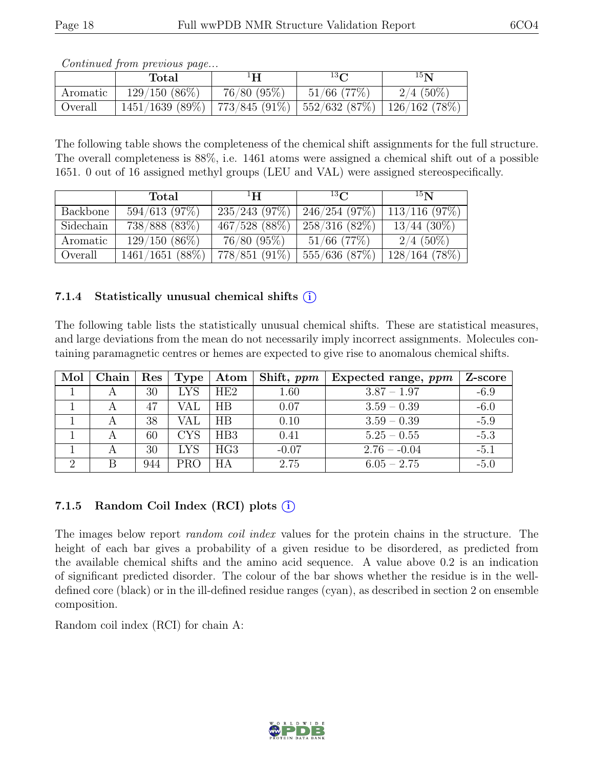*Continued from previous page...*

| | Total | $^{1}$H | $^{13}$C | $^{15}$N |
|---|---|---|---|---|
| Aromatic | 129/150 (86%) | 76/80 (95%) | 51/66 (77%) | 2/4 (50%) |
| Overall | 1451/1639 (89%) | 773/845 (91%) | 552/632 (87%) | 126/162 (78%) |

The following table shows the completeness of the chemical shift assignments for the full structure. The overall completeness is 88%, i.e. 1461 atoms were assigned a chemical shift out of a possible 1651. 0 out of 16 assigned methyl groups (LEU and VAL) were assigned stereospecifically.

| | Total | $^{1}$H | $^{13}$C | $^{15}$N |
|---|---|---|---|---|
| Backbone | 594/613 (97%) | 235/243 (97%) | 246/254 (97%) | 113/116 (97%) |
| Sidechain | 738/888 (83%) | 467/528 (88%) | 258/316 (82%) | 13/44 (30%) |
| Aromatic | 129/150 (86%) | 76/80 (95%) | 51/66 (77%) | 2/4 (50%) |
| Overall | 1461/1651 (88%) | 778/851 (91%) | 555/636 (87%) | 128/164 (78%) |

### 7.1.4 Statistically unusual chemical shifts (i)

The following table lists the statistically unusual chemical shifts. These are statistical measures, and large deviations from the mean do not necessarily imply incorrect assignments. Molecules containing paramagnetic centres or hemes are expected to give rise to anomalous chemical shifts.

| Mol | Chain | Res | Type | Atom | Shift, *ppm* | Expected range, *ppm* | Z-score |
|---|---|---|---|---|---|---|---|
| 1 | A | 30 | LYS | HE2 | 1.60 | 3.87 – 1.97 | -6.9 |
| 1 | A | 47 | VAL | HB | 0.07 | 3.59 – 0.39 | -6.0 |
| 1 | A | 38 | VAL | HB | 0.10 | 3.59 – 0.39 | -5.9 |
| 1 | A | 60 | CYS | HB3 | 0.41 | 5.25 – 0.55 | -5.3 |
| 1 | A | 30 | LYS | HG3 | -0.07 | 2.76 – -0.04 | -5.1 |
| 2 | B | 944 | PRO | HA | 2.75 | 6.05 – 2.75 | -5.0 |

### 7.1.5 Random Coil Index (RCI) plots (i)

The images below report *random coil index* values for the protein chains in the structure. The height of each bar gives a probability of a given residue to be disordered, as predicted from the available chemical shifts and the amino acid sequence. A value above 0.2 is an indication of significant predicted disorder. The colour of the bar shows whether the residue is in the well-defined core (black) or in the ill-defined residue ranges (cyan), as described in section 2 on ensemble composition.

Random coil index (RCI) for chain A: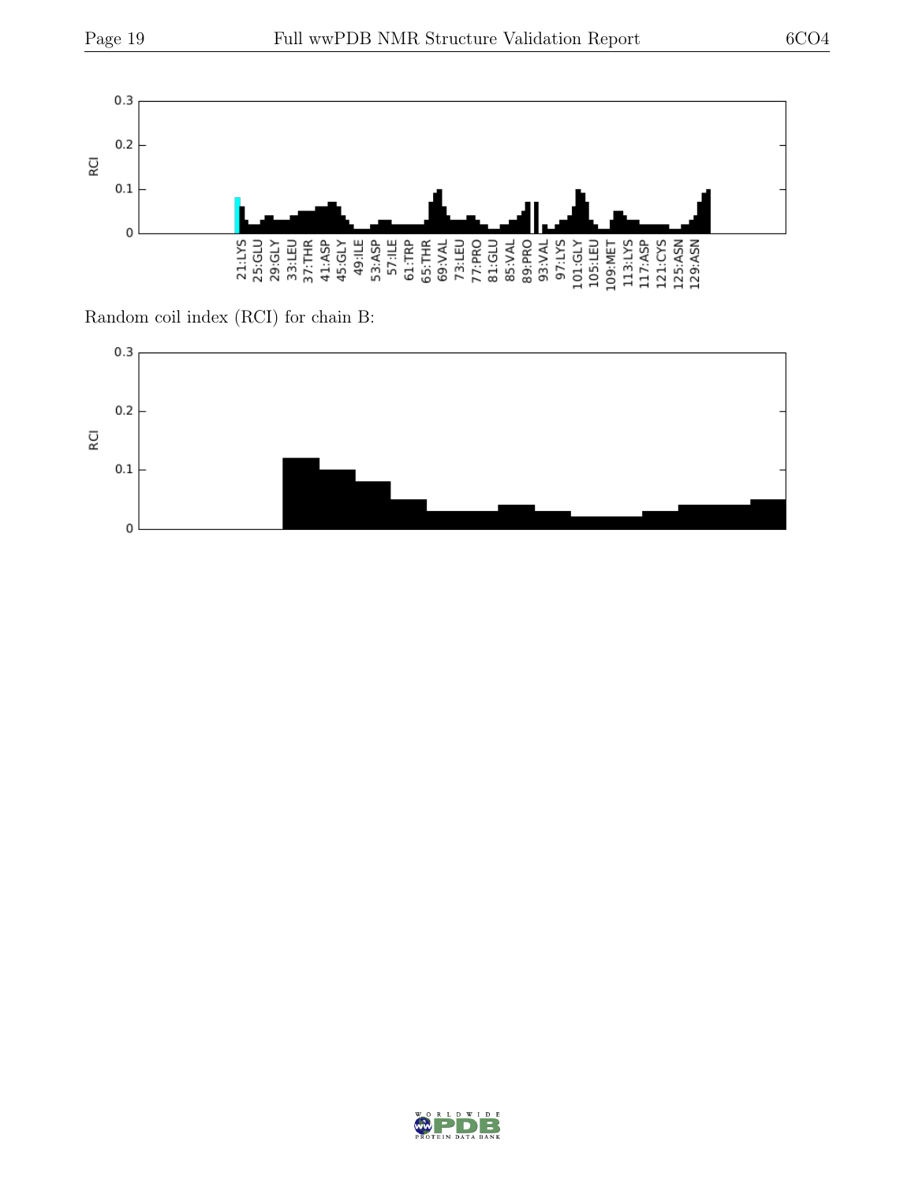0.3
0.2
0.1
0
RCI
21:LYS
25:GLU
29:GLY
33:LEU
37:THR
41:ASP
45:GLY
49:ILE
53:ASP
57:ILE
61:TRP
65:THR
69:VAL
73:LEU
77:PRO
81:GLU
85:VAL
89:PRO
93:VAL
97:LYS
101:GLY
105:LEU
109:MET
113:LYS
117:ASP
121:CYS
125:ASN
129:ASN

Random coil index (RCI) for chain B:

0.3
0.2
0.1
0
RCI